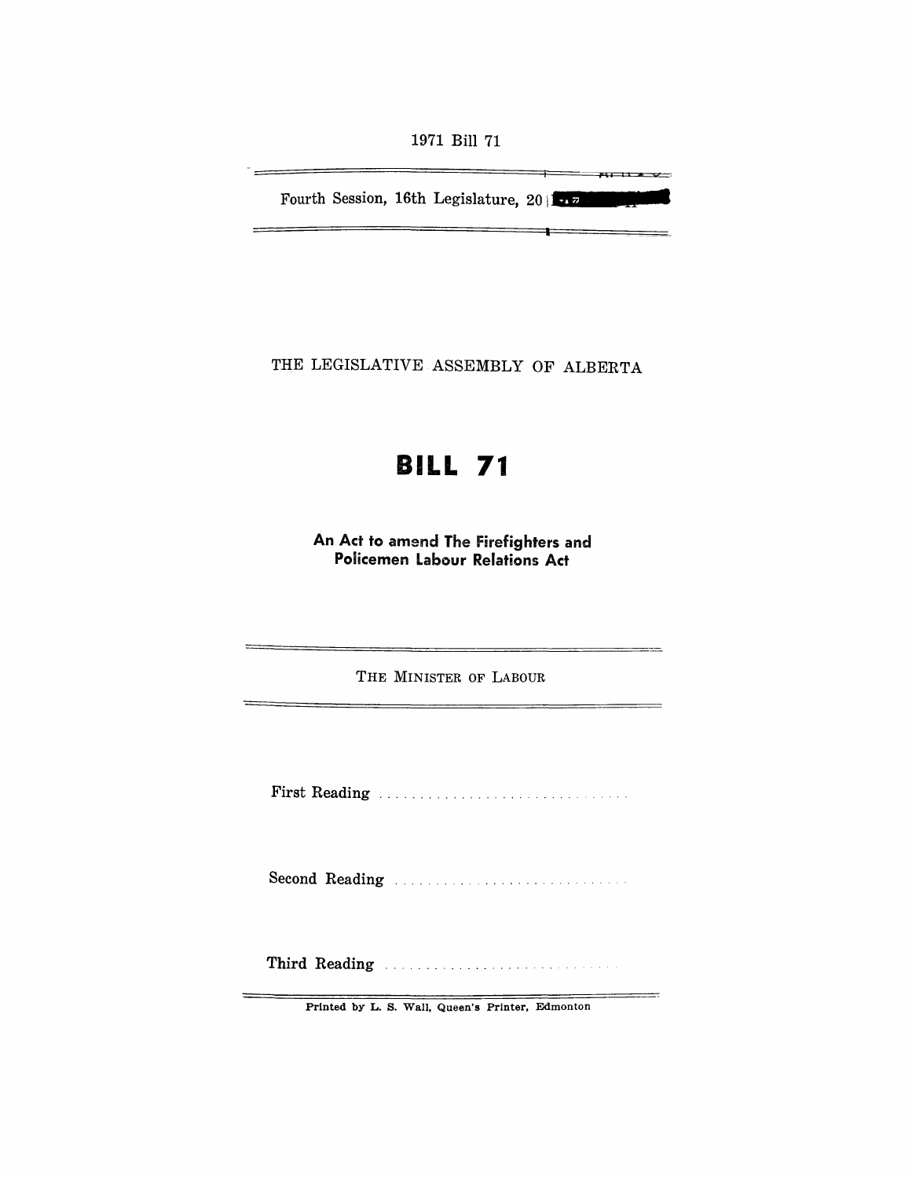1971 Bill 71

Fourth Session, 16th Legislature, 20

THE LEGISLATIVE ASSEMBLY OF ALBERTA

# BILL 71

## An Act to amend The Firefighters and Policemen Labour Relations Act

THE MINISTER OF LABOUR

First Reading ..............................

Second Reading ..............................

Third Reading ..............................

Printed by L. S. Wall, Queen's Printer, Edmonton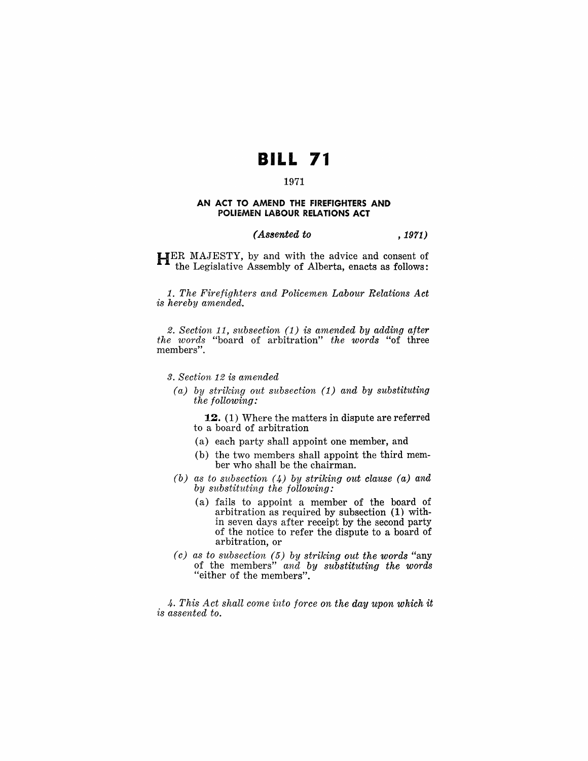# BILL 71

1971

### AN ACT TO AMEND THE FIREFIGHTERS AND POLIEMEN LABOUR RELATIONS ACT

*(Assented to , 1971)*

HER MAJESTY, by and with the advice and consent of the Legislative Assembly of Alberta, enacts as follows:

*1. The Firefighters and Policemen Labour Relations Act is hereby amended.*

*2. Section 11, subsection (1) is amended by adding after the words* "board of arbitration" *the words* "of three members".

*3. Section 12 is amended*

*(a) by striking out subsection (1) and by substituting the following:*

**12.** (1) Where the matters in dispute are referred to a board of arbitration

(a) each party shall appoint one member, and

(b) the two members shall appoint the third member who shall be the chairman.

*(b) as to subsection (4) by striking out clause (a) and by substituting the following:*

(a) fails to appoint a member of the board of arbitration as required by subsection (1) within seven days after receipt by the second party of the notice to refer the dispute to a board of arbitration, or

*(c) as to subsection (5) by striking out the words* "any of the members" *and by substituting the words* "either of the members".

*4. This Act shall come into force on the day upon which it is assented to.*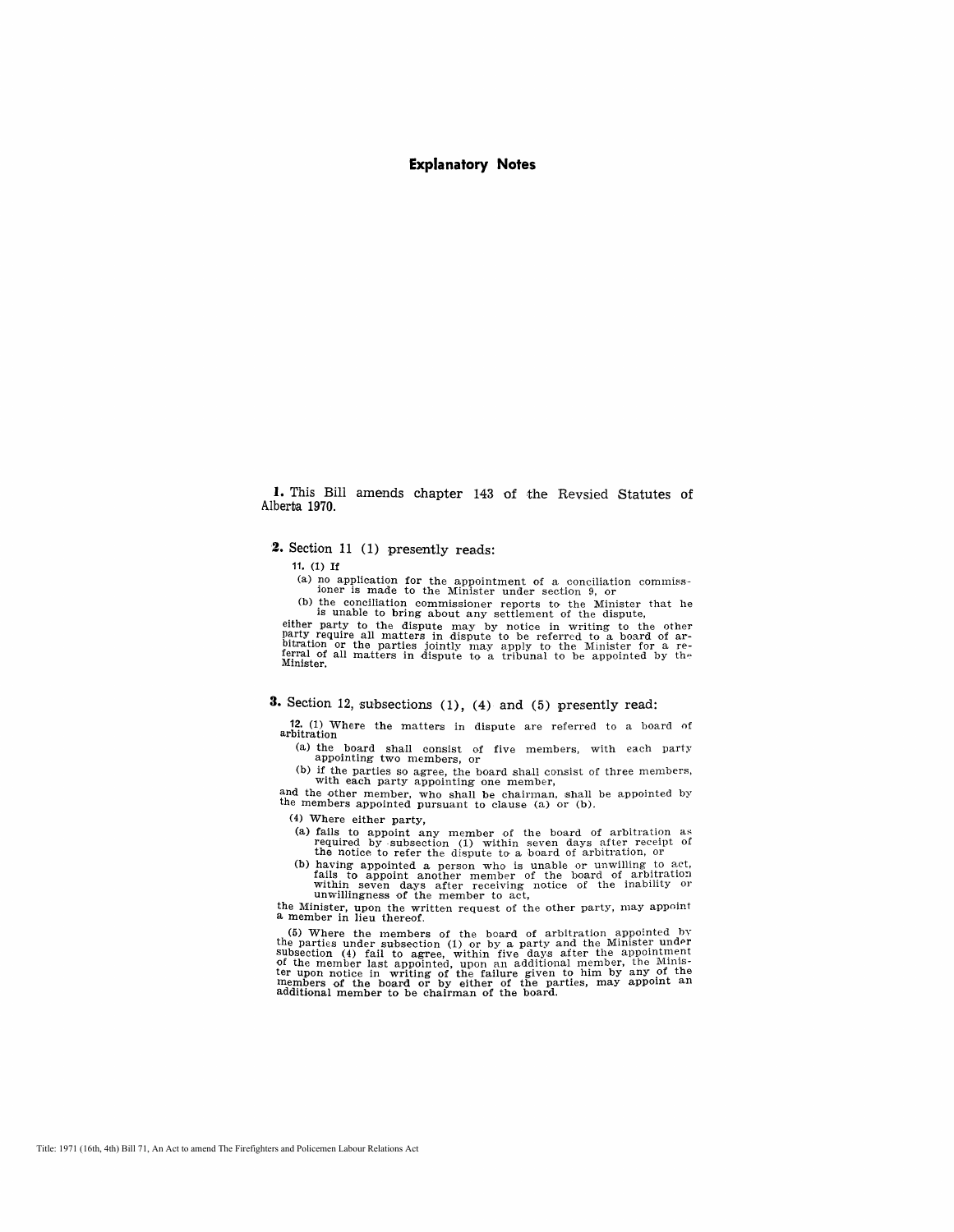# Explanatory Notes

**1.** This Bill amends chapter 143 of the Revsied Statutes of Alberta 1970.

**2.** Section 11 (1) presently reads:

11. (1) If

(a) no application for the appointment of a conciliation commissioner is made to the Minister under section 9, or

(b) the conciliation commissioner reports to the Minister that he is unable to bring about any settlement of the dispute,

either party to the dispute may by notice in writing to the other party require all matters in dispute to be referred to a board of arbitration or the parties jointly may apply to the Minister for a referral of all matters in dispute to a tribunal to be appointed by the Minister.

**3.** Section 12, subsections (1), (4) and (5) presently read:

12. (1) Where the matters in dispute are referred to a board of arbitration

(a) the board shall consist of five members, with each party appointing two members, or

(b) if the parties so agree, the board shall consist of three members, with each party appointing one member,

and the other member, who shall be chairman, shall be appointed by the members appointed pursuant to clause (a) or (b).

(4) Where either party,

(a) fails to appoint any member of the board of arbitration as required by subsection (1) within seven days after receipt of the notice to refer the dispute to a board of arbitration, or

(b) having appointed a person who is unable or unwilling to act, fails to appoint another member of the board of arbitration within seven days after receiving notice of the inability or unwillingness of the member to act,

the Minister, upon the written request of the other party, may appoint a member in lieu thereof.

(5) Where the members of the board of arbitration appointed by the parties under subsection (1) or by a party and the Minister under subsection (4) fail to agree, within five days after the appointment of the member last appointed, upon an additional member, the Minister upon notice in writing of the failure given to him by any of the members of the board or by either of the parties, may appoint an additional member to be chairman of the board.